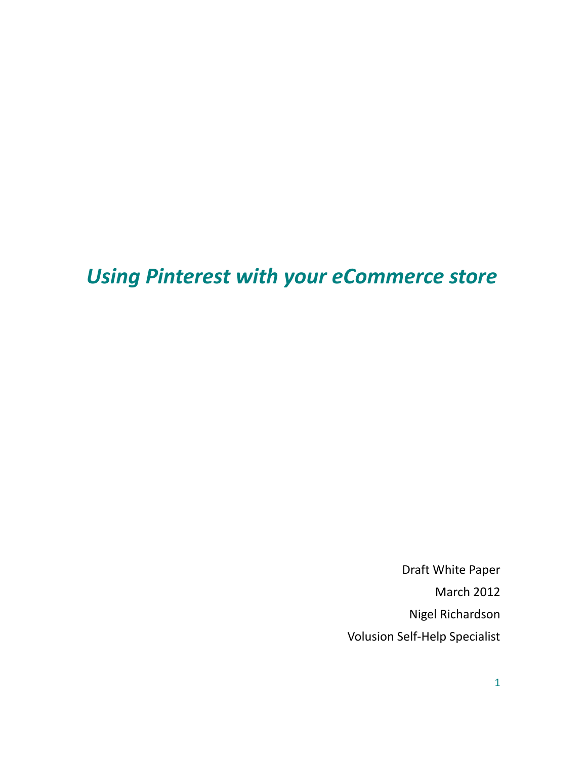# *Using Pinterest with your eCommerce store*

Draft White Paper

March 2012

Nigel Richardson

Volusion Self-Help Specialist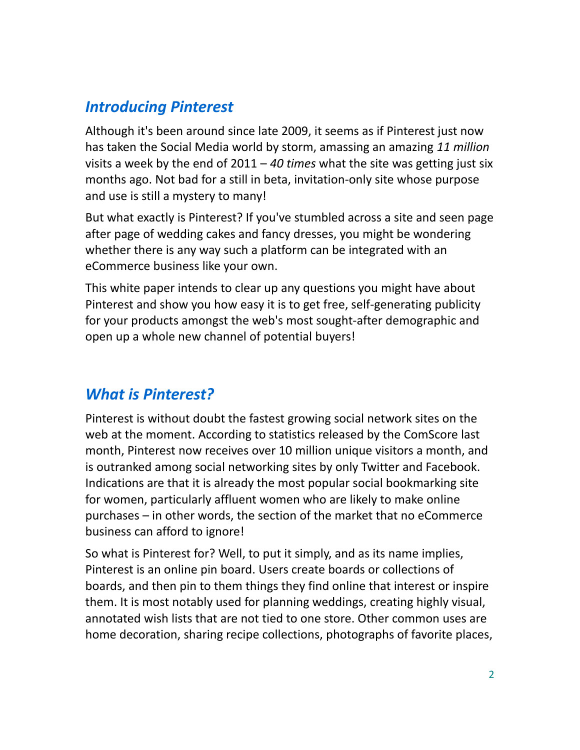## *Introducing Pinterest*

Although it's been around since late 2009, it seems as if Pinterest just now has taken the Social Media world by storm, amassing an amazing *11 million* visits a week by the end of 2011 – *40 times* what the site was getting just six months ago. Not bad for a still in beta, invitation-only site whose purpose and use is still a mystery to many!

But what exactly is Pinterest? If you've stumbled across a site and seen page after page of wedding cakes and fancy dresses, you might be wondering whether there is any way such a platform can be integrated with an eCommerce business like your own.

This white paper intends to clear up any questions you might have about Pinterest and show you how easy it is to get free, self-generating publicity for your products amongst the web's most sought-after demographic and open up a whole new channel of potential buyers!

## *What is Pinterest?*

Pinterest is without doubt the fastest growing social network sites on the web at the moment. According to statistics released by the ComScore last month, Pinterest now receives over 10 million unique visitors a month, and is outranked among social networking sites by only Twitter and Facebook. Indications are that it is already the most popular social bookmarking site for women, particularly affluent women who are likely to make online purchases – in other words, the section of the market that no eCommerce business can afford to ignore!

So what is Pinterest for? Well, to put it simply, and as its name implies, Pinterest is an online pin board. Users create boards or collections of boards, and then pin to them things they find online that interest or inspire them. It is most notably used for planning weddings, creating highly visual, annotated wish lists that are not tied to one store. Other common uses are home decoration, sharing recipe collections, photographs of favorite places,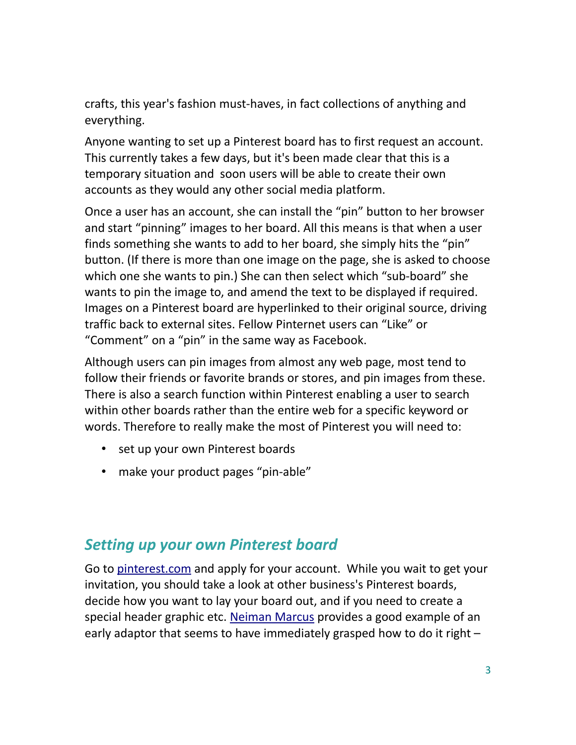crafts, this year's fashion must-haves, in fact collections of anything and everything.

Anyone wanting to set up a Pinterest board has to first request an account. This currently takes a few days, but it's been made clear that this is a temporary situation and soon users will be able to create their own accounts as they would any other social media platform.

Once a user has an account, she can install the "pin" button to her browser and start "pinning" images to her board. All this means is that when a user finds something she wants to add to her board, she simply hits the "pin" button. (If there is more than one image on the page, she is asked to choose which one she wants to pin.) She can then select which "sub-board" she wants to pin the image to, and amend the text to be displayed if required. Images on a Pinterest board are hyperlinked to their original source, driving traffic back to external sites. Fellow Pinternet users can "Like" or "Comment" on a "pin" in the same way as Facebook.

Although users can pin images from almost any web page, most tend to follow their friends or favorite brands or stores, and pin images from these. There is also a search function within Pinterest enabling a user to search within other boards rather than the entire web for a specific keyword or words. Therefore to really make the most of Pinterest you will need to:

- set up your own Pinterest boards
- make your product pages "pin-able"

## *Setting up your own Pinterest board*

Go to [pinterest.com](pinterest.com) and apply for your account. While you wait to get your invitation, you should take a look at other business's Pinterest boards, decide how you want to lay your board out, and if you need to create a special header graphic etc. [Neiman Marcus]() provides a good example of an early adaptor that seems to have immediately grasped how to do it right –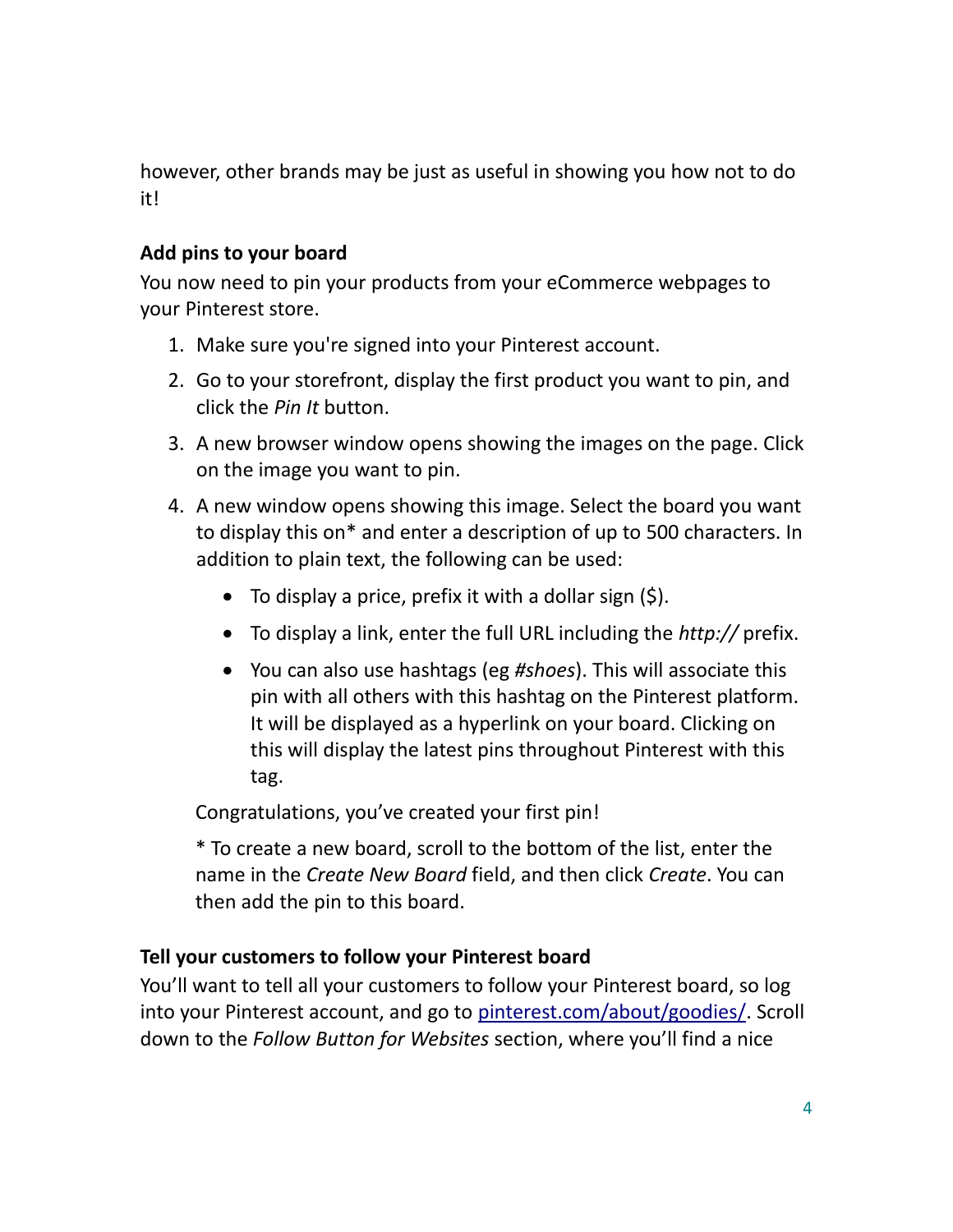however, other brands may be just as useful in showing you how not to do it!

**Add pins to your board**

You now need to pin your products from your eCommerce webpages to your Pinterest store.

1. Make sure you're signed into your Pinterest account.
2. Go to your storefront, display the first product you want to pin, and click the *Pin It* button.
3. A new browser window opens showing the images on the page. Click on the image you want to pin.
4. A new window opens showing this image. Select the board you want to display this on* and enter a description of up to 500 characters. In addition to plain text, the following can be used:
   - To display a price, prefix it with a dollar sign ($).
   - To display a link, enter the full URL including the *http://* prefix.
   - You can also use hashtags (eg *#shoes*). This will associate this pin with all others with this hashtag on the Pinterest platform. It will be displayed as a hyperlink on your board. Clicking on this will display the latest pins throughout Pinterest with this tag.

   Congratulations, you've created your first pin!

   * To create a new board, scroll to the bottom of the list, enter the name in the *Create New Board* field, and then click *Create*. You can then add the pin to this board.

**Tell your customers to follow your Pinterest board**

You'll want to tell all your customers to follow your Pinterest board, so log into your Pinterest account, and go to [pinterest.com/about/goodies/](pinterest.com/about/goodies/). Scroll down to the *Follow Button for Websites* section, where you'll find a nice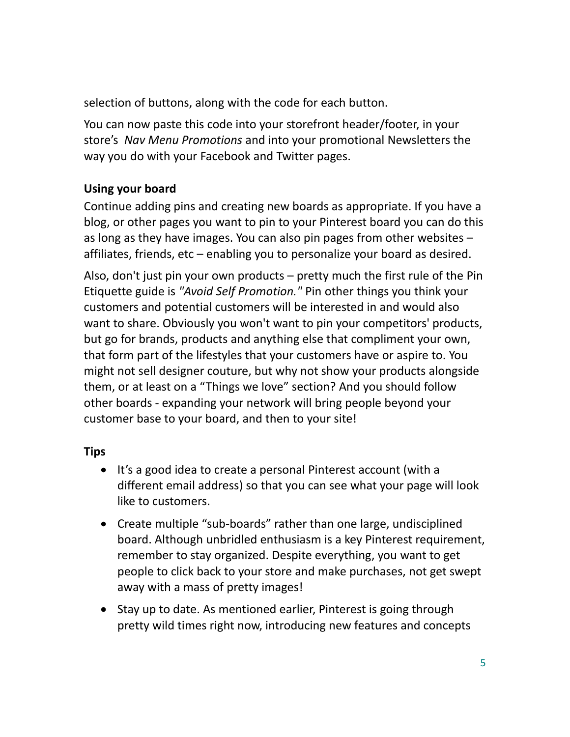selection of buttons, along with the code for each button.

You can now paste this code into your storefront header/footer, in your store's *Nav Menu Promotions* and into your promotional Newsletters the way you do with your Facebook and Twitter pages.

**Using your board**

Continue adding pins and creating new boards as appropriate. If you have a blog, or other pages you want to pin to your Pinterest board you can do this as long as they have images. You can also pin pages from other websites – affiliates, friends, etc – enabling you to personalize your board as desired.

Also, don't just pin your own products – pretty much the first rule of the Pin Etiquette guide is *"Avoid Self Promotion."* Pin other things you think your customers and potential customers will be interested in and would also want to share. Obviously you won't want to pin your competitors' products, but go for brands, products and anything else that compliment your own, that form part of the lifestyles that your customers have or aspire to. You might not sell designer couture, but why not show your products alongside them, or at least on a "Things we love" section? And you should follow other boards - expanding your network will bring people beyond your customer base to your board, and then to your site!

**Tips**

- It's a good idea to create a personal Pinterest account (with a different email address) so that you can see what your page will look like to customers.
- Create multiple "sub-boards" rather than one large, undisciplined board. Although unbridled enthusiasm is a key Pinterest requirement, remember to stay organized. Despite everything, you want to get people to click back to your store and make purchases, not get swept away with a mass of pretty images!
- Stay up to date. As mentioned earlier, Pinterest is going through pretty wild times right now, introducing new features and concepts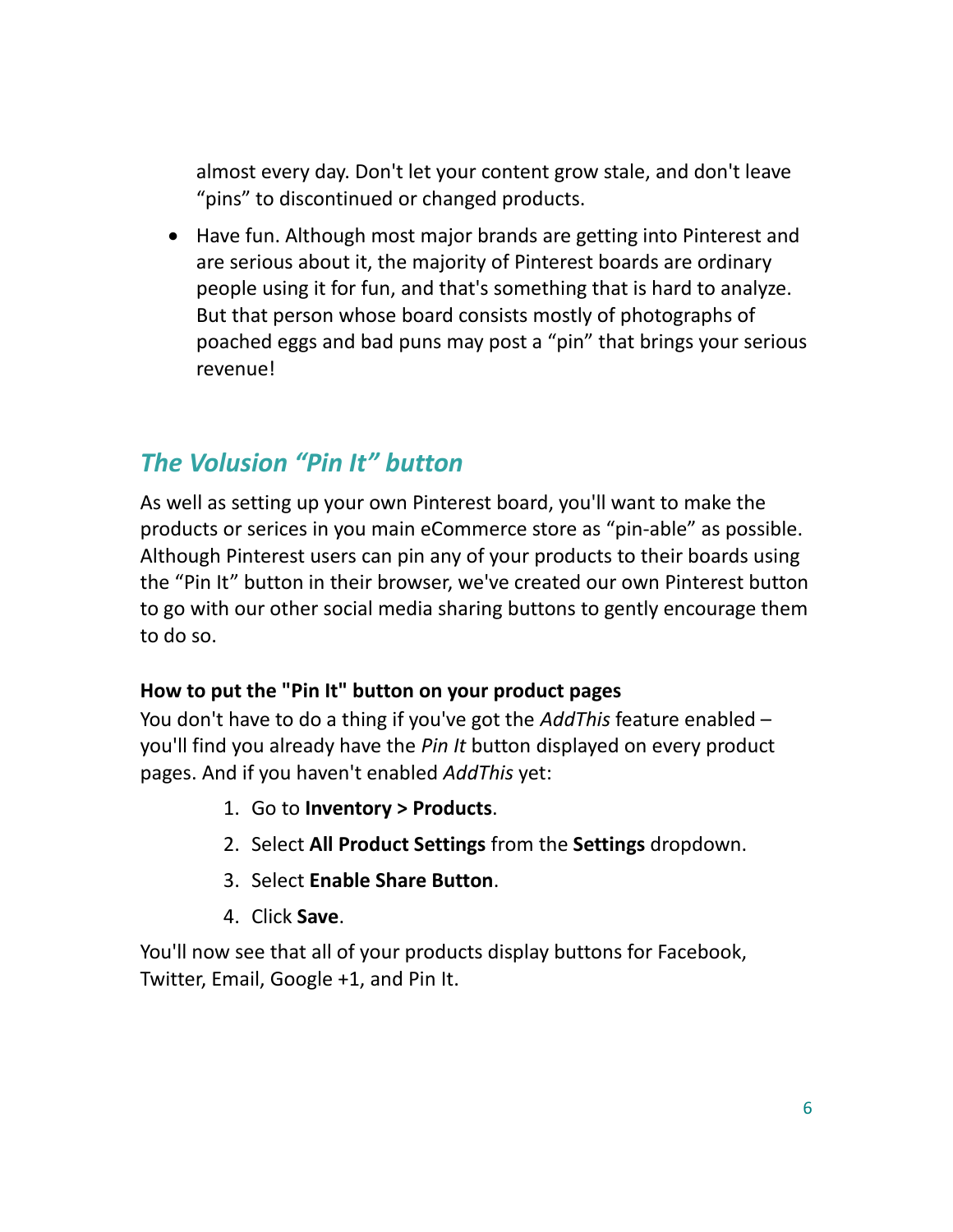almost every day. Don't let your content grow stale, and don't leave "pins" to discontinued or changed products.

- Have fun. Although most major brands are getting into Pinterest and are serious about it, the majority of Pinterest boards are ordinary people using it for fun, and that's something that is hard to analyze. But that person whose board consists mostly of photographs of poached eggs and bad puns may post a "pin" that brings your serious revenue!

## *The Volusion "Pin It" button*

As well as setting up your own Pinterest board, you'll want to make the products or serices in you main eCommerce store as "pin-able" as possible. Although Pinterest users can pin any of your products to their boards using the "Pin It" button in their browser, we've created our own Pinterest button to go with our other social media sharing buttons to gently encourage them to do so.

**How to put the "Pin It" button on your product pages**

You don't have to do a thing if you've got the *AddThis* feature enabled – you'll find you already have the *Pin It* button displayed on every product pages. And if you haven't enabled *AddThis* yet:

1. Go to **Inventory > Products**.
2. Select **All Product Settings** from the **Settings** dropdown.
3. Select **Enable Share Button**.
4. Click **Save**.

You'll now see that all of your products display buttons for Facebook, Twitter, Email, Google +1, and Pin It.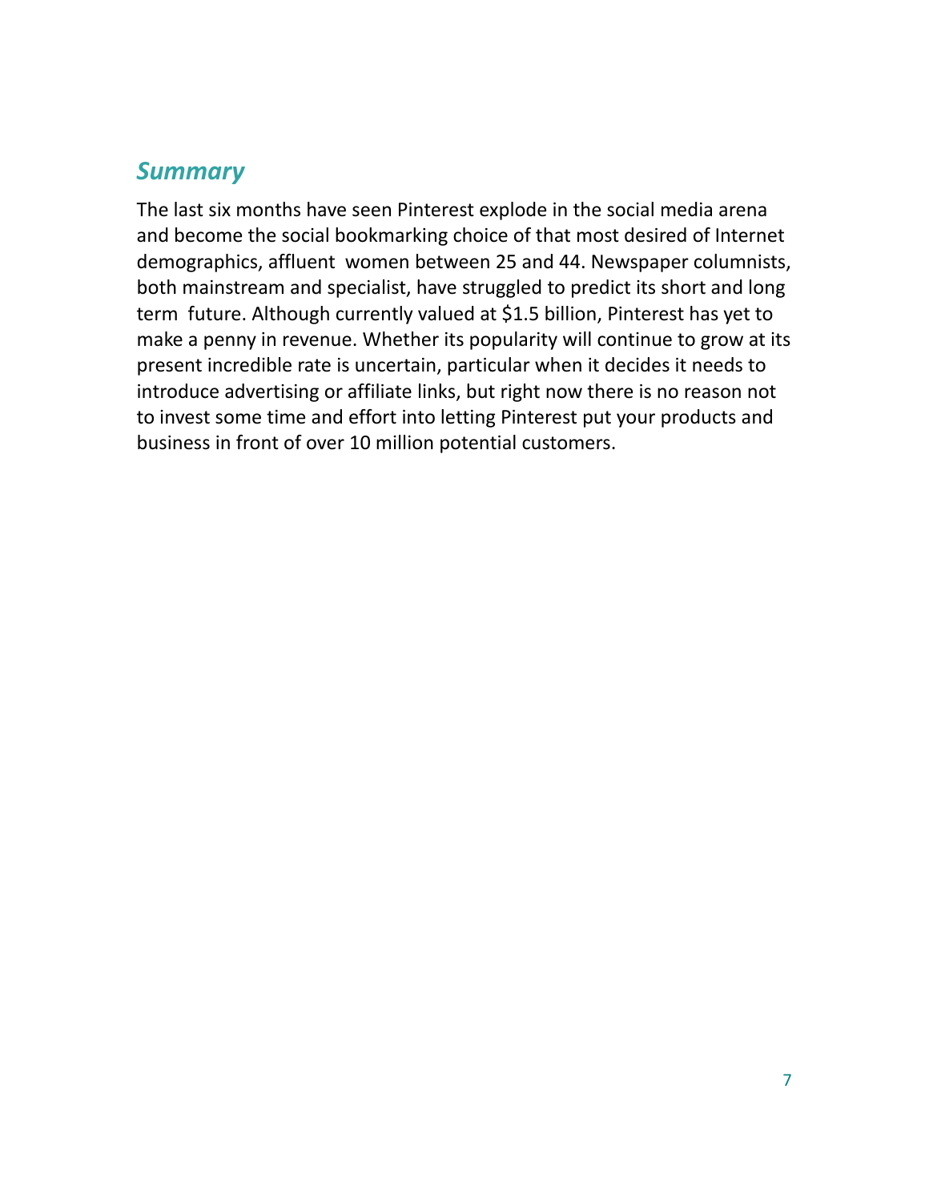## *Summary*

The last six months have seen Pinterest explode in the social media arena and become the social bookmarking choice of that most desired of Internet demographics, affluent women between 25 and 44. Newspaper columnists, both mainstream and specialist, have struggled to predict its short and long term future. Although currently valued at $1.5 billion, Pinterest has yet to make a penny in revenue. Whether its popularity will continue to grow at its present incredible rate is uncertain, particular when it decides it needs to introduce advertising or affiliate links, but right now there is no reason not to invest some time and effort into letting Pinterest put your products and business in front of over 10 million potential customers.